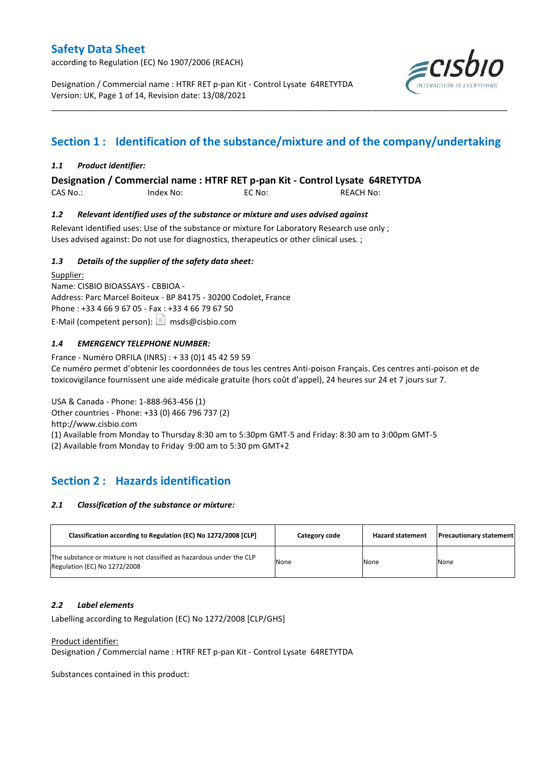# Safety Data Sheet

according to Regulation (EC) No 1907/2006 (REACH)

Designation / Commercial name : HTRF RET p-pan Kit - Control Lysate 64RETYTDA
Version: UK, Revision date: 13/08/2021

## Section 1 : Identification of the substance/mixture and of the company/undertaking

### *1.1 Product identifier:*

**Designation / Commercial name : HTRF RET p-pan Kit - Control Lysate 64RETYTDA**

CAS No.: Index No: EC No: REACH No:

### *1.2 Relevant identified uses of the substance or mixture and uses advised against*

Relevant identified uses: Use of the substance or mixture for Laboratory Research use only ;
Uses advised against: Do not use for diagnostics, therapeutics or other clinical uses. ;

### *1.3 Details of the supplier of the safety data sheet:*

Supplier:
Name: CISBIO BIOASSAYS - CBBIOA -
Address: Parc Marcel Boiteux - BP 84175 - 30200 Codolet, France
Phone : +33 4 66 9 67 05 - Fax : +33 4 66 79 67 50
E-Mail (competent person): msds@cisbio.com

### *1.4 EMERGENCY TELEPHONE NUMBER:*

France - Numéro ORFILA (INRS) : + 33 (0)1 45 42 59 59
Ce numéro permet d'obtenir les coordonnées de tous les centres Anti-poison Français. Ces centres anti-poison et de toxicovigilance fournissent une aide médicale gratuite (hors coût d'appel), 24 heures sur 24 et 7 jours sur 7.

USA & Canada - Phone: 1-888-963-456 (1)
Other countries - Phone: +33 (0) 466 796 737 (2)
http://www.cisbio.com
(1) Available from Monday to Thursday 8:30 am to 5:30pm GMT-5 and Friday: 8:30 am to 3:00pm GMT-5
(2) Available from Monday to Friday 9:00 am to 5:30 pm GMT+2

## Section 2 : Hazards identification

### *2.1 Classification of the substance or mixture:*

| Classification according to Regulation (EC) No 1272/2008 [CLP] | Category code | Hazard statement | Precautionary statement |
|---|---|---|---|
| The substance or mixture is not classified as hazardous under the CLP Regulation (EC) No 1272/2008 | None | None | None |

### *2.2 Label elements*

Labelling according to Regulation (EC) No 1272/2008 [CLP/GHS]

Product identifier:
Designation / Commercial name : HTRF RET p-pan Kit - Control Lysate 64RETYTDA

Substances contained in this product: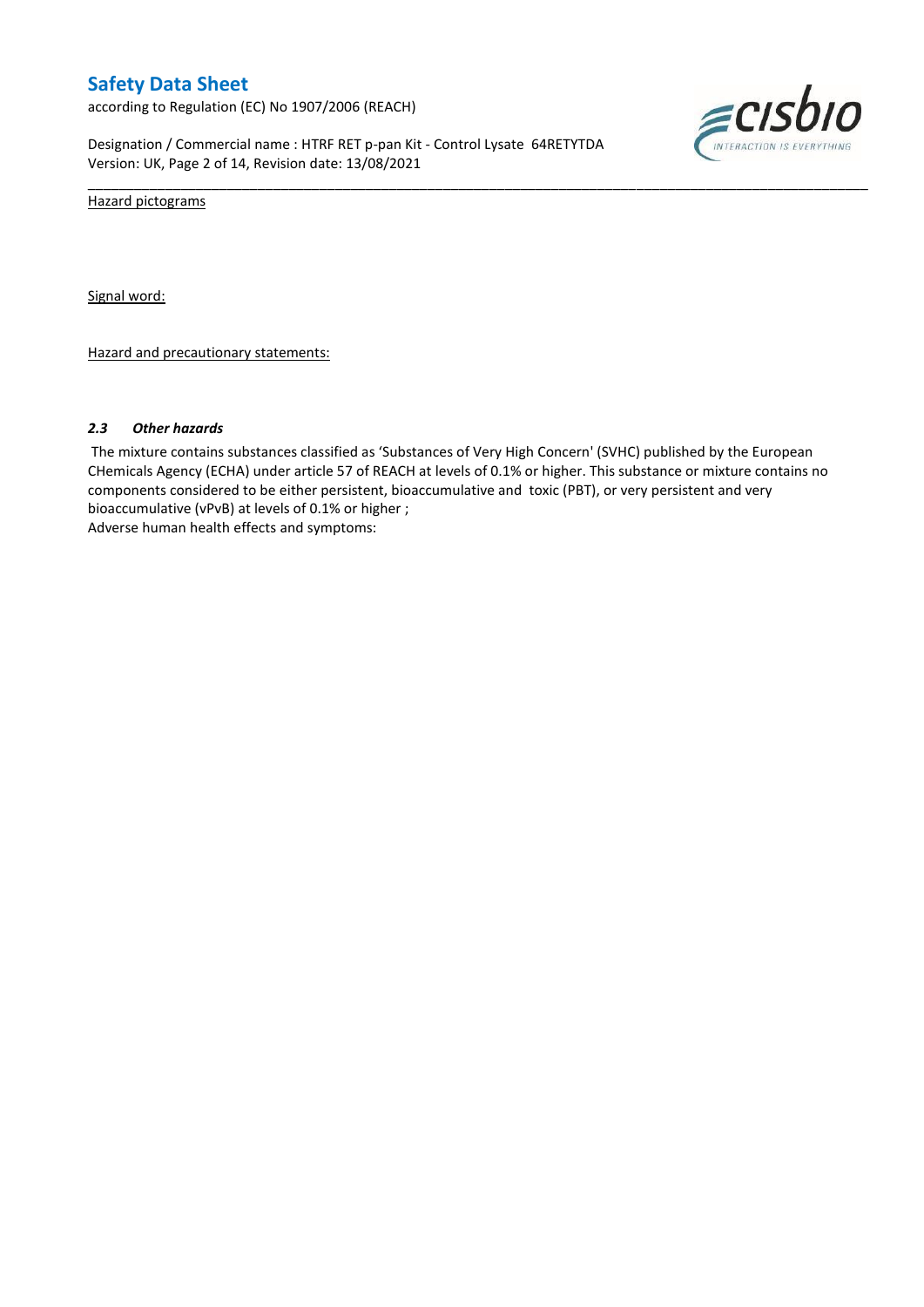Hazard pictograms

Signal word:

Hazard and precautionary statements:

### *2.3 Other hazards*

The mixture contains substances classified as 'Substances of Very High Concern' (SVHC) published by the European CHemicals Agency (ECHA) under article 57 of REACH at levels of 0.1% or higher. This substance or mixture contains no components considered to be either persistent, bioaccumulative and toxic (PBT), or very persistent and very bioaccumulative (vPvB) at levels of 0.1% or higher ;

Adverse human health effects and symptoms: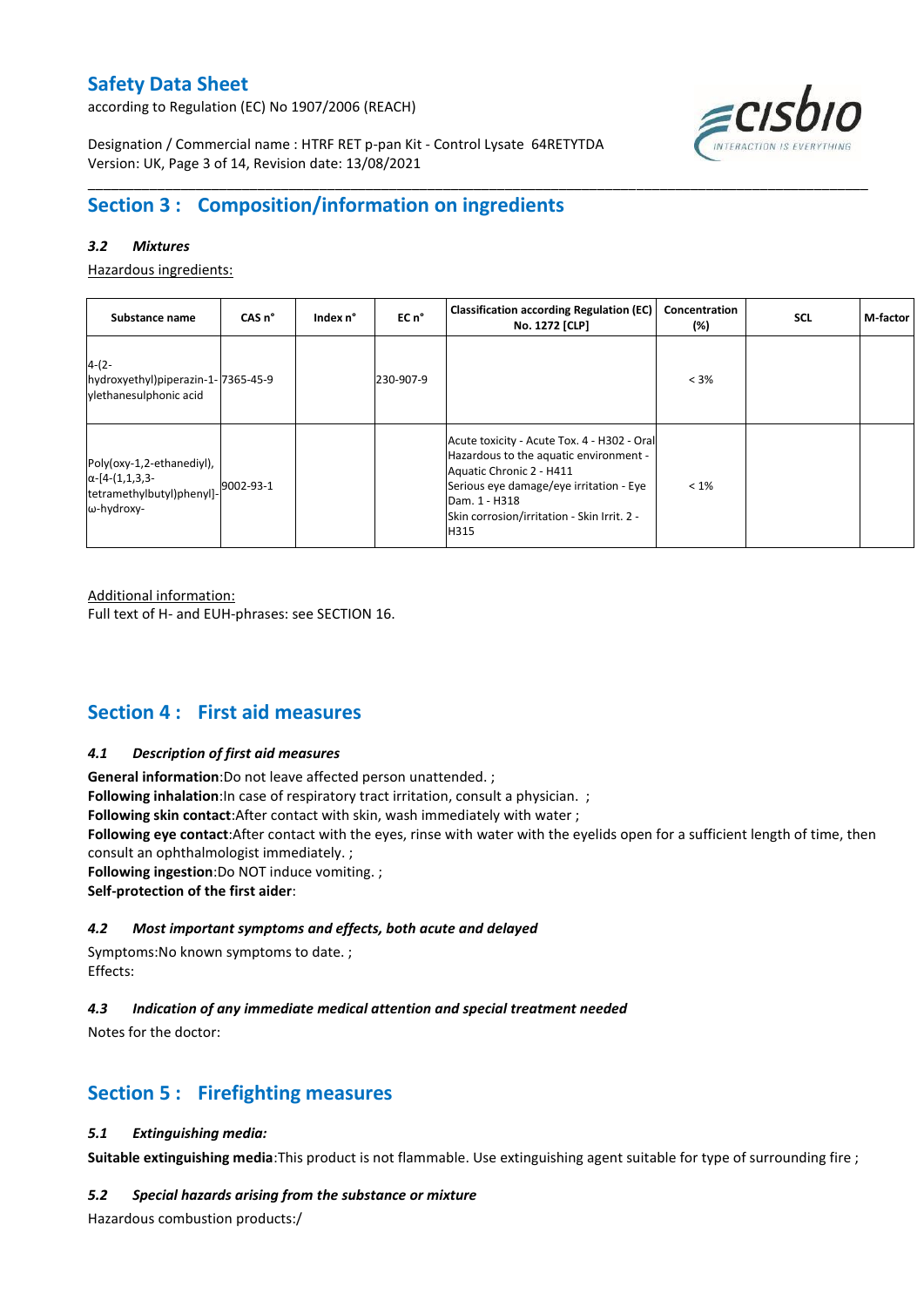## Section 3 : Composition/information on ingredients

### *3.2 Mixtures*

Hazardous ingredients:

| Substance name | CAS n° | Index n° | EC n° | Classification according Regulation (EC) No. 1272 [CLP] | Concentration (%) | SCL | M-factor |
|---|---|---|---|---|---|---|---|
| 4-(2-hydroxyethyl)piperazin-1-ylethanesulphonic acid | 7365-45-9 | | 230-907-9 | | < 3% | | |
| Poly(oxy-1,2-ethanediyl), α-[4-(1,1,3,3-tetramethylbutyl)phenyl]-ω-hydroxy- | 9002-93-1 | | | Acute toxicity - Acute Tox. 4 - H302 - Oral<br>Hazardous to the aquatic environment - Aquatic Chronic 2 - H411<br>Serious eye damage/eye irritation - Eye Dam. 1 - H318<br>Skin corrosion/irritation - Skin Irrit. 2 - H315 | < 1% | | |

Additional information:

Full text of H- and EUH-phrases: see SECTION 16.

## Section 4 : First aid measures

### *4.1 Description of first aid measures*

**General information**:Do not leave affected person unattended. ;

**Following inhalation**:In case of respiratory tract irritation, consult a physician. ;

**Following skin contact**:After contact with skin, wash immediately with water ;

**Following eye contact**:After contact with the eyes, rinse with water with the eyelids open for a sufficient length of time, then consult an ophthalmologist immediately. ;

**Following ingestion**:Do NOT induce vomiting. ;

**Self-protection of the first aider**:

### *4.2 Most important symptoms and effects, both acute and delayed*

Symptoms:No known symptoms to date. ;

Effects:

### *4.3 Indication of any immediate medical attention and special treatment needed*

Notes for the doctor:

## Section 5 : Firefighting measures

### *5.1 Extinguishing media:*

**Suitable extinguishing media**:This product is not flammable. Use extinguishing agent suitable for type of surrounding fire ;

### *5.2 Special hazards arising from the substance or mixture*

Hazardous combustion products:/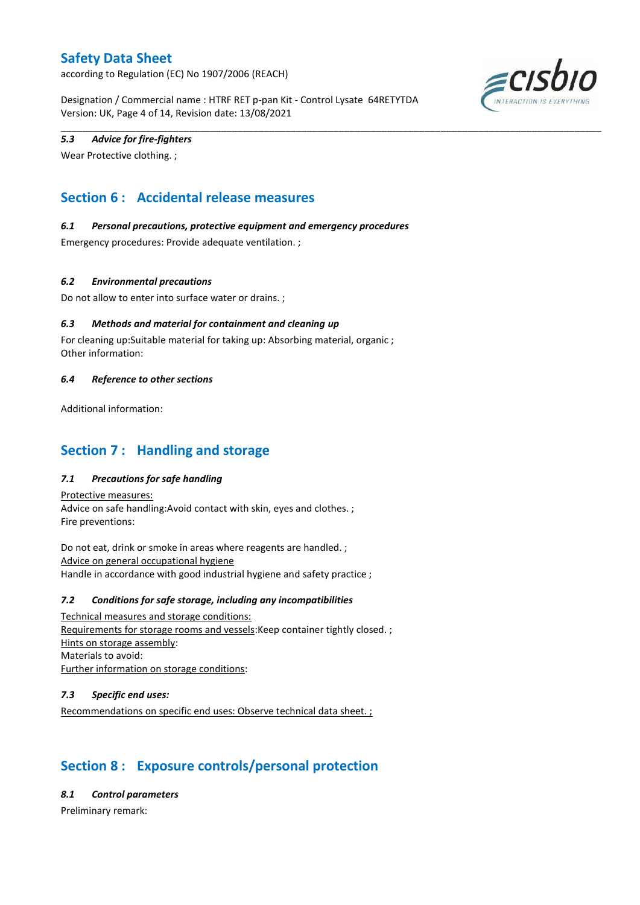### *5.3 Advice for fire-fighters*

Wear Protective clothing. ;

## Section 6 : Accidental release measures

### *6.1 Personal precautions, protective equipment and emergency procedures*

Emergency procedures: Provide adequate ventilation. ;

### *6.2 Environmental precautions*

Do not allow to enter into surface water or drains. ;

### *6.3 Methods and material for containment and cleaning up*

For cleaning up:Suitable material for taking up: Absorbing material, organic ;
Other information:

### *6.4 Reference to other sections*

Additional information:

## Section 7 : Handling and storage

### *7.1 Precautions for safe handling*

Protective measures:
Advice on safe handling:Avoid contact with skin, eyes and clothes. ;
Fire preventions:

Do not eat, drink or smoke in areas where reagents are handled. ;
Advice on general occupational hygiene
Handle in accordance with good industrial hygiene and safety practice ;

### *7.2 Conditions for safe storage, including any incompatibilities*

Technical measures and storage conditions:
Requirements for storage rooms and vessels:Keep container tightly closed. ;
Hints on storage assembly:
Materials to avoid:
Further information on storage conditions:

### *7.3 Specific end uses:*

Recommendations on specific end uses: Observe technical data sheet. ;

## Section 8 : Exposure controls/personal protection

### *8.1 Control parameters*

Preliminary remark: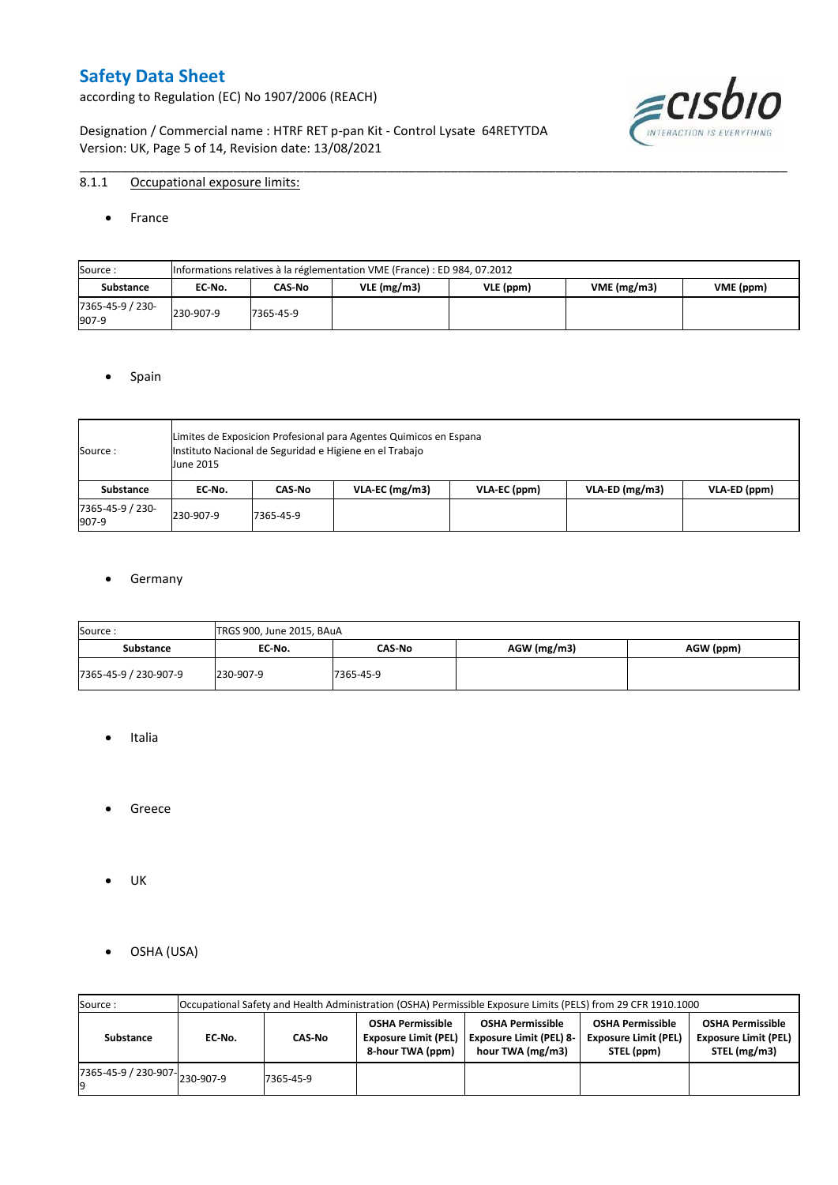## 8.1.1 Occupational exposure limits:

- France

| Source : | Informations relatives à la réglementation VME (France) : ED 984, 07.2012 | | | | | |
|---|---|---|---|---|---|---|
| **Substance** | **EC-No.** | **CAS-No** | **VLE (mg/m3)** | **VLE (ppm)** | **VME (mg/m3)** | **VME (ppm)** |
| 7365-45-9 / 230-907-9 | 230-907-9 | 7365-45-9 | | | | |

- Spain

| Source : | Limites de Exposicion Profesional para Agentes Quimicos en Espana Instituto Nacional de Seguridad e Higiene en el Trabajo June 2015 | | | | | |
|---|---|---|---|---|---|---|
| **Substance** | **EC-No.** | **CAS-No** | **VLA-EC (mg/m3)** | **VLA-EC (ppm)** | **VLA-ED (mg/m3)** | **VLA-ED (ppm)** |
| 7365-45-9 / 230-907-9 | 230-907-9 | 7365-45-9 | | | | |

- Germany

| Source : | TRGS 900, June 2015, BAuA | | | |
|---|---|---|---|---|
| **Substance** | **EC-No.** | **CAS-No** | **AGW (mg/m3)** | **AGW (ppm)** |
| 7365-45-9 / 230-907-9 | 230-907-9 | 7365-45-9 | | |

- Italia

- Greece

- UK

- OSHA (USA)

| Source : | Occupational Safety and Health Administration (OSHA) Permissible Exposure Limits (PELS) from 29 CFR 1910.1000 | | | | | |
|---|---|---|---|---|---|---|
| **Substance** | **EC-No.** | **CAS-No** | **OSHA Permissible Exposure Limit (PEL) 8-hour TWA (ppm)** | **OSHA Permissible Exposure Limit (PEL) 8-hour TWA (mg/m3)** | **OSHA Permissible Exposure Limit (PEL) STEL (ppm)** | **OSHA Permissible Exposure Limit (PEL) STEL (mg/m3)** |
| 7365-45-9 / 230-907-9 | 230-907-9 | 7365-45-9 | | | | |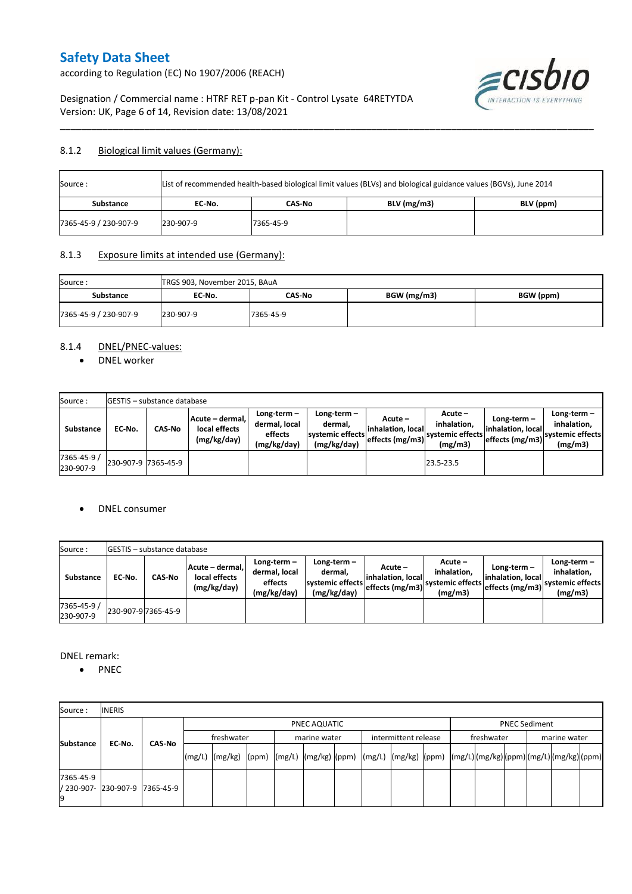### 8.1.2 Biological limit values (Germany):

| Source : | List of recommended health-based biological limit values (BLVs) and biological guidance values (BGVs), June 2014 | | | |
|---|---|---|---|---|
| **Substance** | **EC-No.** | **CAS-No** | **BLV (mg/m3)** | **BLV (ppm)** |
| 7365-45-9 / 230-907-9 | 230-907-9 | 7365-45-9 | | |

### 8.1.3 Exposure limits at intended use (Germany):

| Source : | TRGS 903, November 2015, BAuA | | | |
|---|---|---|---|---|
| **Substance** | **EC-No.** | **CAS-No** | **BGW (mg/m3)** | **BGW (ppm)** |
| 7365-45-9 / 230-907-9 | 230-907-9 | 7365-45-9 | | |

### 8.1.4 DNEL/PNEC-values:

- DNEL worker

| Source : | GESTIS – substance database | | | | | | | | | |
|---|---|---|---|---|---|---|---|---|---|---|
| **Substance** | **EC-No.** | **CAS-No** | **Acute – dermal, local effects (mg/kg/day)** | **Long-term – dermal, local effects (mg/kg/day)** | **Long-term – dermal, systemic effects (mg/kg/day)** | **Acute – inhalation, local effects (mg/m3)** | **Acute – inhalation, systemic effects (mg/m3)** | **Long-term – inhalation, local effects (mg/m3)** | **Long-term – inhalation, systemic effects (mg/m3)** |
| 7365-45-9 / 230-907-9 | 230-907-9 | 7365-45-9 | | | | | 23.5-23.5 | | |

- DNEL consumer

| Source : | GESTIS – substance database | | | | | | | | | |
|---|---|---|---|---|---|---|---|---|---|---|
| **Substance** | **EC-No.** | **CAS-No** | **Acute – dermal, local effects (mg/kg/day)** | **Long-term – dermal, local effects (mg/kg/day)** | **Long-term – dermal, systemic effects (mg/kg/day)** | **Acute – inhalation, local effects (mg/m3)** | **Acute – inhalation, systemic effects (mg/m3)** | **Long-term – inhalation, local effects (mg/m3)** | **Long-term – inhalation, systemic effects (mg/m3)** |
| 7365-45-9 / 230-907-9 | 230-907-9 | 7365-45-9 | | | | | | | |

DNEL remark:

- PNEC

| Source : | INERIS | | | | | | | | | | | | | | | | | | | | |
|---|---|---|---|---|---|---|---|---|---|---|---|---|---|---|---|---|---|---|---|---|---|
| **Substance** | **EC-No.** | **CAS-No** | PNEC AQUATIC | | | | | | | | | PNEC Sediment | | | | | |
| | | | freshwater | | | marine water | | | intermittent release | | | freshwater | | | marine water | | |
| | | | (mg/L) | (mg/kg) | (ppm) | (mg/L) | (mg/kg) | (ppm) | (mg/L) | (mg/kg) | (ppm) | (mg/L) | (mg/kg) | (ppm) | (mg/L) | (mg/kg) | (ppm) |
| 7365-45-9 / 230-907-9 | 230-907-9 | 7365-45-9 | | | | | | | | | | | | | | | |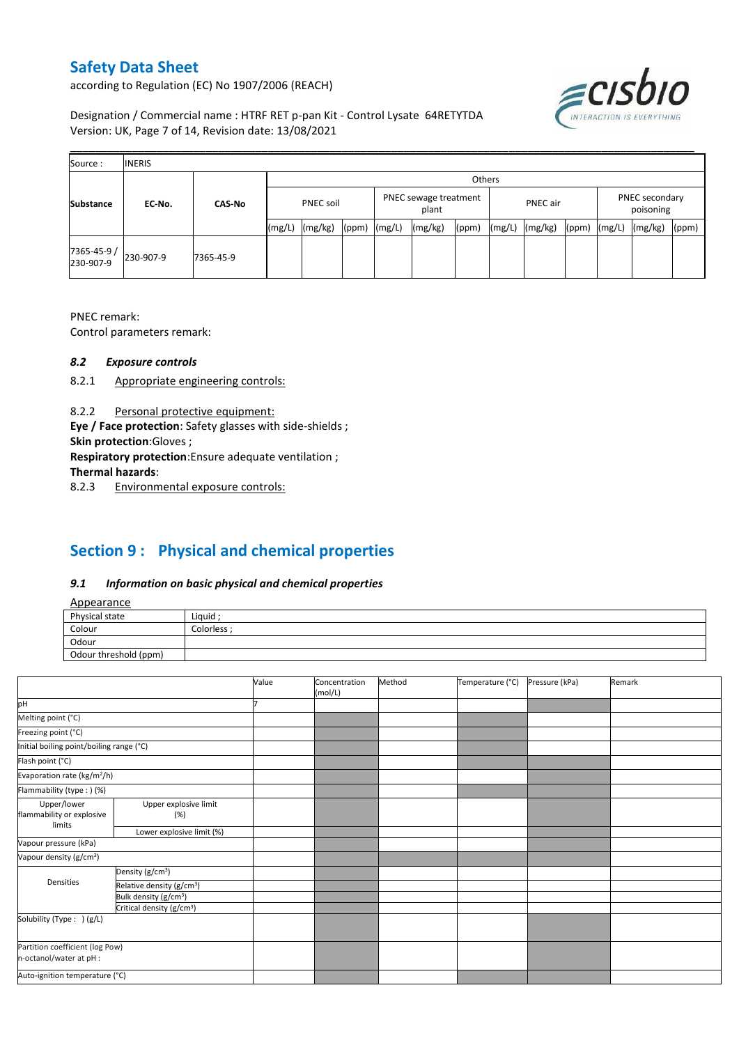| Source : | INERIS | | | | | | | | | | | | | | |
|---|---|---|---|---|---|---|---|---|---|---|---|---|---|---|---|
| Substance | EC-No. | CAS-No | Others | | | | | | | | | | | | |
| | | | PNEC soil | | | PNEC sewage treatment plant | | | PNEC air | | | PNEC secondary poisoning | | | |
| | | | (mg/L) | (mg/kg) | (ppm) | (mg/L) | (mg/kg) | (ppm) | (mg/L) | (mg/kg) | (ppm) | (mg/L) | (mg/kg) | (ppm) | |
| 7365-45-9 / 230-907-9 | 230-907-9 | 7365-45-9 | | | | | | | | | | | | | |

PNEC remark:

Control parameters remark:

### *8.2 Exposure controls*

8.2.1 Appropriate engineering controls:

8.2.2 Personal protective equipment:

**Eye / Face protection**: Safety glasses with side-shields ;

**Skin protection**:Gloves ;

**Respiratory protection**:Ensure adequate ventilation ;

**Thermal hazards**:

8.2.3 Environmental exposure controls:

## Section 9 : Physical and chemical properties

### *9.1 Information on basic physical and chemical properties*

Appearance

| Physical state | Liquid ; |
|---|---|
| Colour | Colorless ; |
| Odour | |
| Odour threshold (ppm) | |

| | | Value | Concentration (mol/L) | Method | Temperature (°C) | Pressure (kPa) | Remark |
|---|---|---|---|---|---|---|---|
| pH | | 7 | | | | | |
| Melting point (°C) | | | | | | | |
| Freezing point (°C) | | | | | | | |
| Initial boiling point/boiling range (°C) | | | | | | | |
| Flash point (°C) | | | | | | | |
| Evaporation rate (kg/m²/h) | | | | | | | |
| Flammability (type : ) (%) | | | | | | | |
| Upper/lower flammability or explosive limits | Upper explosive limit (%) | | | | | | |
| | Lower explosive limit (%) | | | | | | |
| Vapour pressure (kPa) | | | | | | | |
| Vapour density (g/cm³) | | | | | | | |
| Densities | Density (g/cm³) | | | | | | |
| | Relative density (g/cm³) | | | | | | |
| | Bulk density (g/cm³) | | | | | | |
| | Critical density (g/cm³) | | | | | | |
| Solubility (Type : ) (g/L) | | | | | | | |
| Partition coefficient (log Pow) n-octanol/water at pH : | | | | | | | |
| Auto-ignition temperature (°C) | | | | | | | |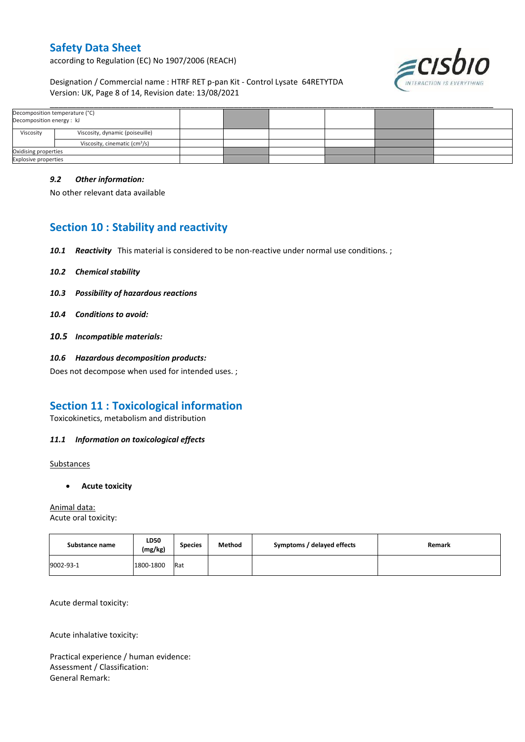| Decomposition temperature (°C)<br>Decomposition energy : kJ | | | | | | | |
|---|---|---|---|---|---|---|---|
| Viscosity | Viscosity, dynamic (poiseuille) | | | | | | |
| | Viscosity, cinematic ($cm^3$/s) | | | | | | |
| Oxidising properties | | | | | | | |
| Explosive properties | | | | | | | |

### *9.2 Other information:*

No other relevant data available

## Section 10 : Stability and reactivity

***10.1 Reactivity*** This material is considered to be non-reactive under normal use conditions. ;

***10.2 Chemical stability***

***10.3 Possibility of hazardous reactions***

***10.4 Conditions to avoid:***

***10.5 Incompatible materials:***

***10.6 Hazardous decomposition products:***

Does not decompose when used for intended uses. ;

## Section 11 : Toxicological information

Toxicokinetics, metabolism and distribution

### *11.1 Information on toxicological effects*

Substances

- **Acute toxicity**

Animal data:
Acute oral toxicity:

| Substance name | LD50 (mg/kg) | Species | Method | Symptoms / delayed effects | Remark |
|---|---|---|---|---|---|
| 9002-93-1 | 1800-1800 | Rat | | | |

Acute dermal toxicity:

Acute inhalative toxicity:

Practical experience / human evidence:
Assessment / Classification:
General Remark: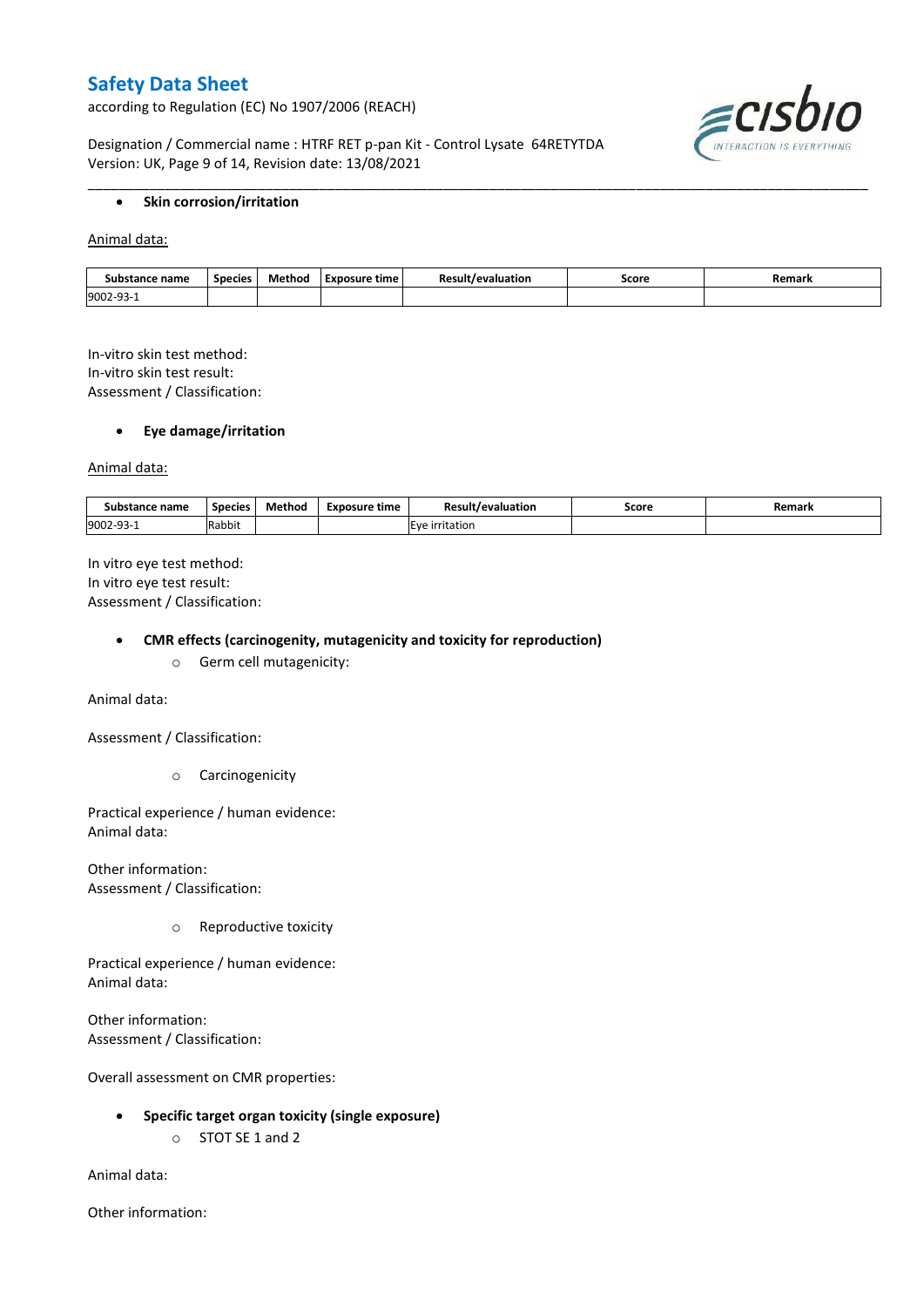- **Skin corrosion/irritation**

Animal data:

| Substance name | Species | Method | Exposure time | Result/evaluation | Score | Remark |
|---|---|---|---|---|---|---|
| 9002-93-1 | | | | | | |

In-vitro skin test method:
In-vitro skin test result:
Assessment / Classification:

- **Eye damage/irritation**

Animal data:

| Substance name | Species | Method | Exposure time | Result/evaluation | Score | Remark |
|---|---|---|---|---|---|---|
| 9002-93-1 | Rabbit | | | Eye irritation | | |

In vitro eye test method:
In vitro eye test result:
Assessment / Classification:

- **CMR effects (carcinogenity, mutagenicity and toxicity for reproduction)**
  - Germ cell mutagenicity:

Animal data:

Assessment / Classification:

  - Carcinogenicity

Practical experience / human evidence:
Animal data:

Other information:
Assessment / Classification:

  - Reproductive toxicity

Practical experience / human evidence:
Animal data:

Other information:
Assessment / Classification:

Overall assessment on CMR properties:

- **Specific target organ toxicity (single exposure)**
  - STOT SE 1 and 2

Animal data:

Other information: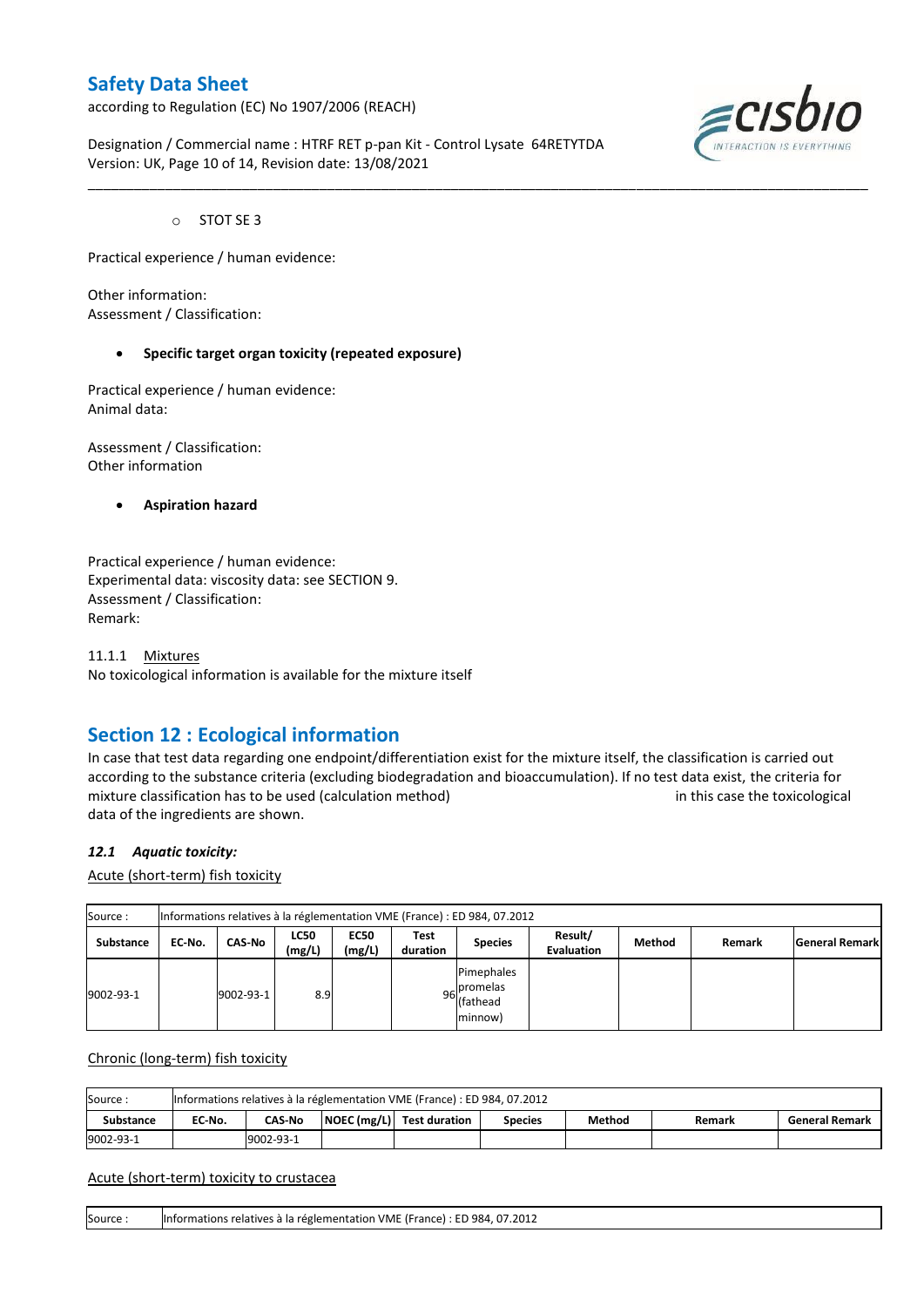- STOT SE 3

Practical experience / human evidence:

Other information:
Assessment / Classification:

- **Specific target organ toxicity (repeated exposure)**

Practical experience / human evidence:
Animal data:

Assessment / Classification:
Other information

- **Aspiration hazard**

Practical experience / human evidence:
Experimental data: viscosity data: see SECTION 9.
Assessment / Classification:
Remark:

11.1.1 Mixtures
No toxicological information is available for the mixture itself

## Section 12 : Ecological information

In case that test data regarding one endpoint/differentiation exist for the mixture itself, the classification is carried out according to the substance criteria (excluding biodegradation and bioaccumulation). If no test data exist, the criteria for mixture classification has to be used (calculation method) in this case the toxicological data of the ingredients are shown.

### *12.1 Aquatic toxicity:*

Acute (short-term) fish toxicity

| Source : | Informations relatives à la réglementation VME (France) : ED 984, 07.2012 | | | | | | | | | |
|---|---|---|---|---|---|---|---|---|---|---|
| **Substance** | **EC-No.** | **CAS-No** | **LC50 (mg/L)** | **EC50 (mg/L)** | **Test duration** | **Species** | **Result/ Evaluation** | **Method** | **Remark** | **General Remark** |
| 9002-93-1 | | 9002-93-1 | 8.9 | | 96 | Pimephales promelas (fathead minnow) | | | | |

Chronic (long-term) fish toxicity

| Source : | Informations relatives à la réglementation VME (France) : ED 984, 07.2012 | | | | | | | |
|---|---|---|---|---|---|---|---|---|
| **Substance** | **EC-No.** | **CAS-No** | **NOEC (mg/L)** | **Test duration** | **Species** | **Method** | **Remark** | **General Remark** |
| 9002-93-1 | | 9002-93-1 | | | | | | |

Acute (short-term) toxicity to crustacea

| Source : | Informations relatives à la réglementation VME (France) : ED 984, 07.2012 |
|---|---|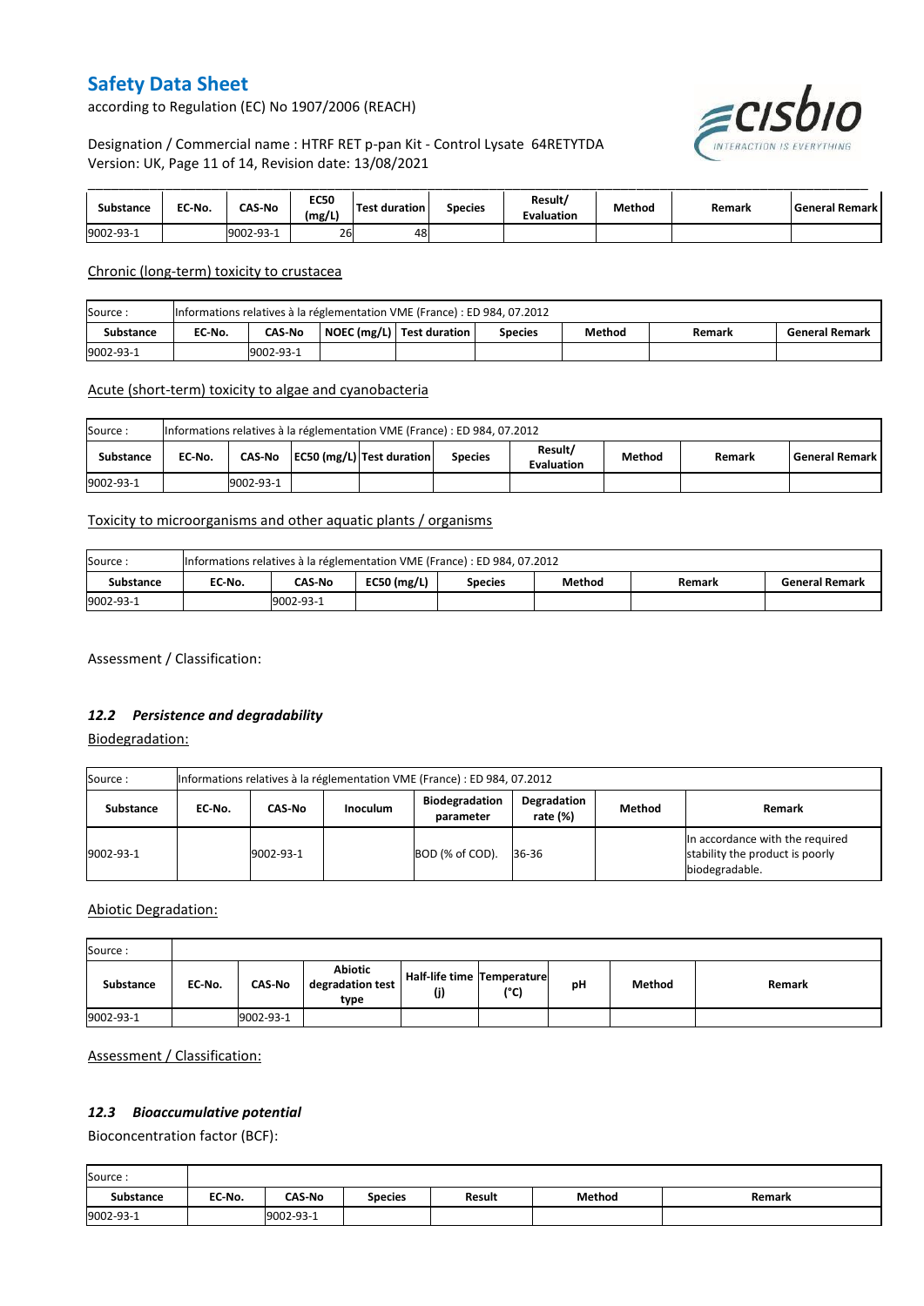| Substance | EC-No. | CAS-No | EC50 (mg/L) | Test duration | Species | Result/ Evaluation | Method | Remark | General Remark |
|---|---|---|---|---|---|---|---|---|---|
| 9002-93-1 | | 9002-93-1 | 26 | 48 | | | | | |

Chronic (long-term) toxicity to crustacea

| Source : | Informations relatives à la réglementation VME (France) : ED 984, 07.2012 | | | | | | | |
|---|---|---|---|---|---|---|---|---|
| Substance | EC-No. | CAS-No | NOEC (mg/L) | Test duration | Species | Method | Remark | General Remark |
| 9002-93-1 | | 9002-93-1 | | | | | | |

Acute (short-term) toxicity to algae and cyanobacteria

| Source : | Informations relatives à la réglementation VME (France) : ED 984, 07.2012 | | | | | | | | |
|---|---|---|---|---|---|---|---|---|---|
| Substance | EC-No. | CAS-No | EC50 (mg/L) | Test duration | Species | Result/ Evaluation | Method | Remark | General Remark |
| 9002-93-1 | | 9002-93-1 | | | | | | | |

Toxicity to microorganisms and other aquatic plants / organisms

| Source : | Informations relatives à la réglementation VME (France) : ED 984, 07.2012 | | | | | | |
|---|---|---|---|---|---|---|---|
| Substance | EC-No. | CAS-No | EC50 (mg/L) | Species | Method | Remark | General Remark |
| 9002-93-1 | | 9002-93-1 | | | | | |

Assessment / Classification:

### *12.2 Persistence and degradability*

Biodegradation:

| Source : | Informations relatives à la réglementation VME (France) : ED 984, 07.2012 | | | | | | |
|---|---|---|---|---|---|---|---|
| Substance | EC-No. | CAS-No | Inoculum | Biodegradation parameter | Degradation rate (%) | Method | Remark |
| 9002-93-1 | | 9002-93-1 | | BOD (% of COD). | 36-36 | | In accordance with the required stability the product is poorly biodegradable. |

Abiotic Degradation:

| Source : | | | | | | | | |
|---|---|---|---|---|---|---|---|---|
| Substance | EC-No. | CAS-No | Abiotic degradation test type | Half-life time (j) | Temperature (°C) | pH | Method | Remark |
| 9002-93-1 | | 9002-93-1 | | | | | | |

Assessment / Classification:

### *12.3 Bioaccumulative potential*

Bioconcentration factor (BCF):

| Source : | | | | | | |
|---|---|---|---|---|---|---|
| Substance | EC-No. | CAS-No | Species | Result | Method | Remark |
| 9002-93-1 | | 9002-93-1 | | | | |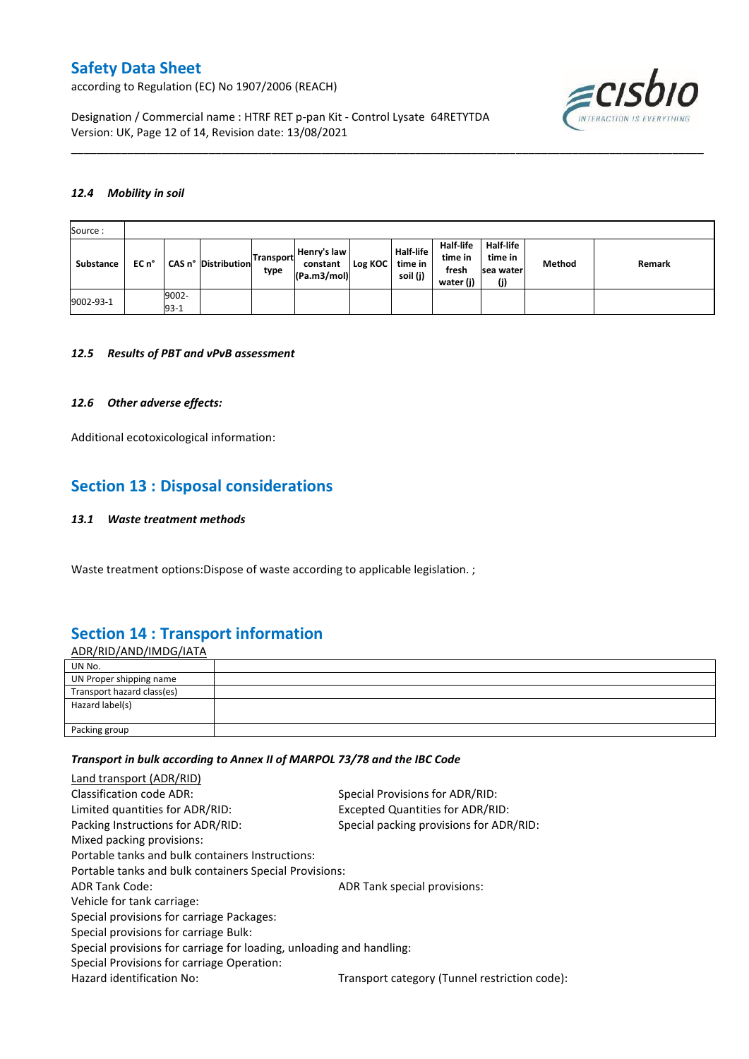### 12.4 *Mobility in soil*

| Source : | | | | | | | | | | | |
|---|---|---|---|---|---|---|---|---|---|---|---|
| **Substance** | **EC n°** | **CAS n°** | **Distribution** | **Transport type** | **Henry's law constant (Pa.m3/mol)** | **Log KOC** | **Half-life time in soil (j)** | **Half-life time in fresh water (j)** | **Half-life time in sea water (j)** | **Method** | **Remark** |
| 9002-93-1 | | 9002-93-1 | | | | | | | | | |

### 12.5 *Results of PBT and vPvB assessment*

### 12.6 *Other adverse effects:*

Additional ecotoxicological information:

## Section 13 : Disposal considerations

### 13.1 *Waste treatment methods*

Waste treatment options:Dispose of waste according to applicable legislation. ;

## Section 14 : Transport information

ADR/RID/AND/IMDG/IATA

| UN No. | |
|---|---|
| UN Proper shipping name | |
| Transport hazard class(es) | |
| Hazard label(s) | |
| Packing group | |

***Transport in bulk according to Annex II of MARPOL 73/78 and the IBC Code***

Land transport (ADR/RID)

Classification code ADR:

Special Provisions for ADR/RID:

Limited quantities for ADR/RID:

Excepted Quantities for ADR/RID:

Packing Instructions for ADR/RID:

Special packing provisions for ADR/RID:

Mixed packing provisions:

Portable tanks and bulk containers Instructions:

Portable tanks and bulk containers Special Provisions:

ADR Tank Code:

ADR Tank special provisions:

Vehicle for tank carriage:

Special provisions for carriage Packages:

Special provisions for carriage Bulk:

Special provisions for carriage for loading, unloading and handling:

Special Provisions for carriage Operation:

Hazard identification No:

Transport category (Tunnel restriction code):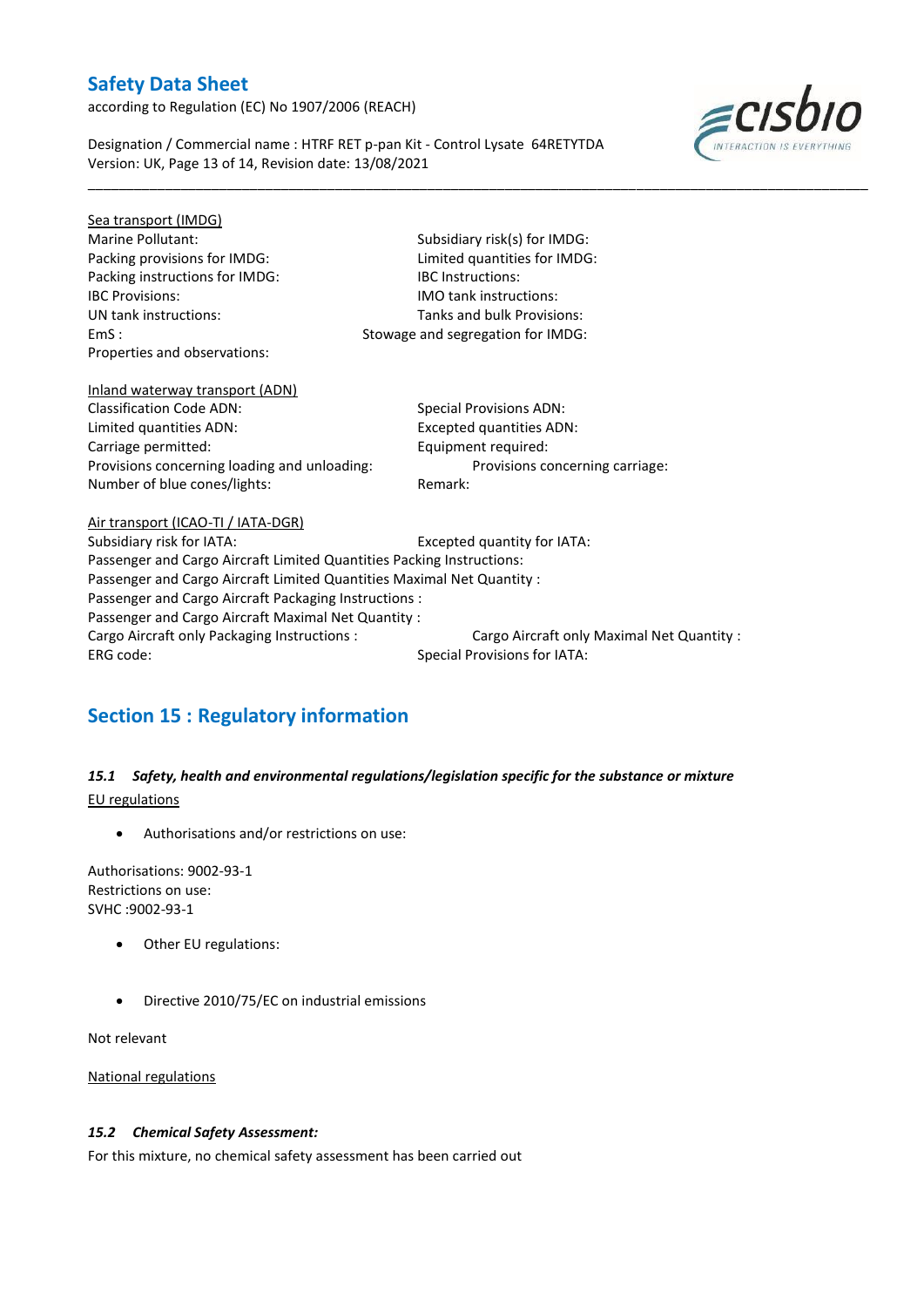Sea transport (IMDG)

Marine Pollutant:

Subsidiary risk(s) for IMDG:

Packing provisions for IMDG:

Limited quantities for IMDG:

Packing instructions for IMDG:

IBC Instructions:

IBC Provisions:

IMO tank instructions:

UN tank instructions:

Tanks and bulk Provisions:

EmS :

Stowage and segregation for IMDG:

Properties and observations:

Inland waterway transport (ADN)

Classification Code ADN:

Special Provisions ADN:

Limited quantities ADN:

Excepted quantities ADN:

Carriage permitted:

Equipment required:

Provisions concerning loading and unloading:

Provisions concerning carriage:

Number of blue cones/lights:

Remark:

Air transport (ICAO-TI / IATA-DGR)

Subsidiary risk for IATA:

Excepted quantity for IATA:

Passenger and Cargo Aircraft Limited Quantities Packing Instructions:

Passenger and Cargo Aircraft Limited Quantities Maximal Net Quantity :

Passenger and Cargo Aircraft Packaging Instructions :

Passenger and Cargo Aircraft Maximal Net Quantity :

Cargo Aircraft only Packaging Instructions :

Cargo Aircraft only Maximal Net Quantity :

ERG code:

Special Provisions for IATA:

## Section 15 : Regulatory information

### *15.1 Safety, health and environmental regulations/legislation specific for the substance or mixture*

EU regulations

- Authorisations and/or restrictions on use:

Authorisations: 9002-93-1
Restrictions on use:
SVHC :9002-93-1

- Other EU regulations:

- Directive 2010/75/EC on industrial emissions

Not relevant

National regulations

### *15.2 Chemical Safety Assessment:*

For this mixture, no chemical safety assessment has been carried out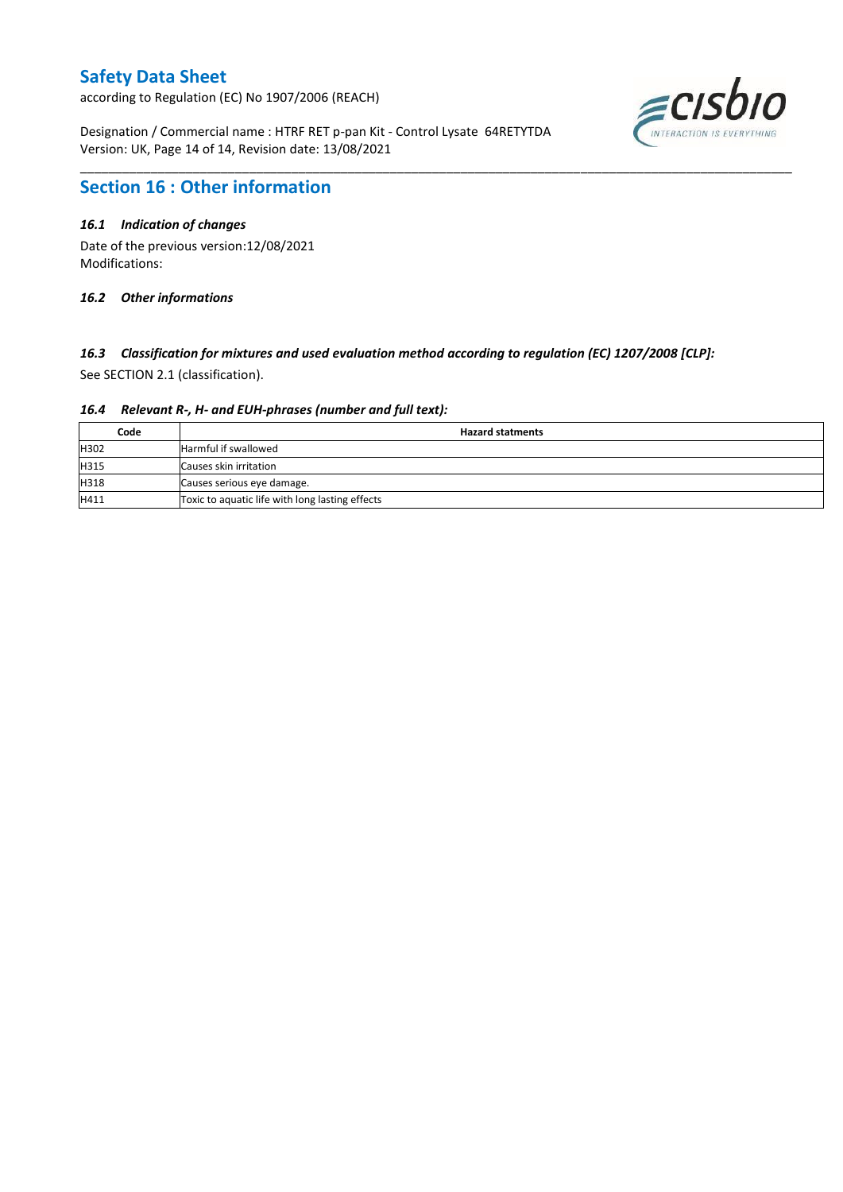## Section 16 : Other information

### *16.1 Indication of changes*

Date of the previous version:12/08/2021
Modifications:

### *16.2 Other informations*

### *16.3 Classification for mixtures and used evaluation method according to regulation (EC) 1207/2008 [CLP]:*

See SECTION 2.1 (classification).

### *16.4 Relevant R-, H- and EUH-phrases (number and full text):*

| Code | Hazard statments |
|---|---|
| H302 | Harmful if swallowed |
| H315 | Causes skin irritation |
| H318 | Causes serious eye damage. |
| H411 | Toxic to aquatic life with long lasting effects |